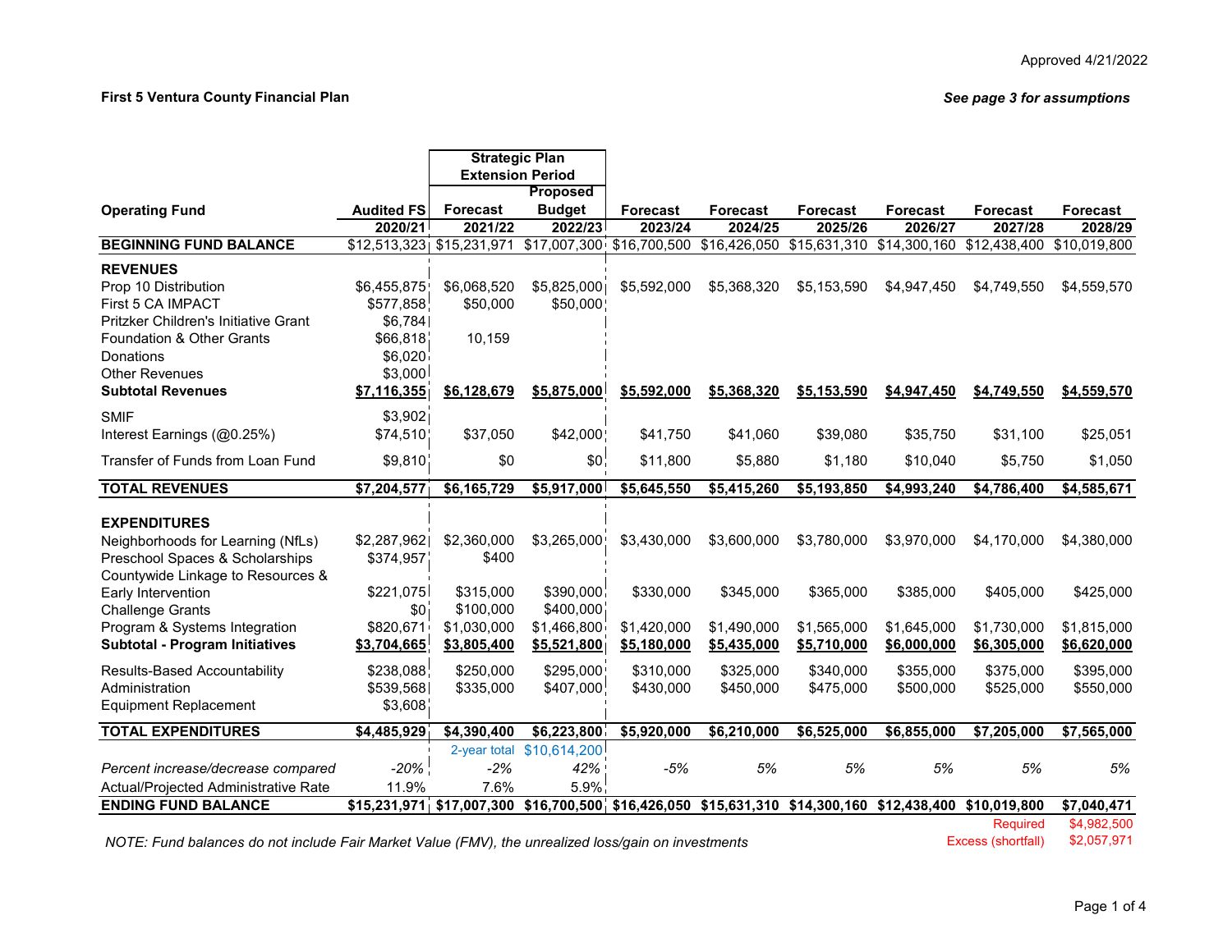Approved 4/21/2022

**First 5 Ventura County Financial Plan**

***See page 3 for assumptions***

| Operating Fund | Audited FS | Strategic Plan Extension Period Forecast | Proposed Budget | Forecast | Forecast | Forecast | Forecast | Forecast | Forecast |
|---|---|---|---|---|---|---|---|---|---|
| | 2020/21 | 2021/22 | 2022/23 | 2023/24 | 2024/25 | 2025/26 | 2026/27 | 2027/28 | 2028/29 |
| **BEGINNING FUND BALANCE** | $12,513,323 | $15,231,971 | $17,007,300 | $16,700,500 | $16,426,050 | $15,631,310 | $14,300,160 | $12,438,400 | $10,019,800 |
| **REVENUES** | | | | | | | | | |
| Prop 10 Distribution | $6,455,875 | $6,068,520 | $5,825,000 | $5,592,000 | $5,368,320 | $5,153,590 | $4,947,450 | $4,749,550 | $4,559,570 |
| First 5 CA IMPACT | $577,858 | $50,000 | $50,000 | | | | | | |
| Pritzker Children's Initiative Grant | $6,784 | | | | | | | | |
| Foundation & Other Grants | $66,818 | 10,159 | | | | | | | |
| Donations | $6,020 | | | | | | | | |
| Other Revenues | $3,000 | | | | | | | | |
| **Subtotal Revenues** | **$7,116,355** | **$6,128,679** | **$5,875,000** | **$5,592,000** | **$5,368,320** | **$5,153,590** | **$4,947,450** | **$4,749,550** | **$4,559,570** |
| SMIF | $3,902 | | | | | | | | |
| Interest Earnings (@0.25%) | $74,510 | $37,050 | $42,000 | $41,750 | $41,060 | $39,080 | $35,750 | $31,100 | $25,051 |
| Transfer of Funds from Loan Fund | $9,810 | $0 | $0 | $11,800 | $5,880 | $1,180 | $10,040 | $5,750 | $1,050 |
| **TOTAL REVENUES** | **$7,204,577** | **$6,165,729** | **$5,917,000** | **$5,645,550** | **$5,415,260** | **$5,193,850** | **$4,993,240** | **$4,786,400** | **$4,585,671** |
| **EXPENDITURES** | | | | | | | | | |
| Neighborhoods for Learning (NfLs) | $2,287,962 | $2,360,000 | $3,265,000 | $3,430,000 | $3,600,000 | $3,780,000 | $3,970,000 | $4,170,000 | $4,380,000 |
| Preschool Spaces & Scholarships | $374,957 | $400 | | | | | | | |
| Countywide Linkage to Resources & Early Intervention | $221,075 | $315,000 | $390,000 | $330,000 | $345,000 | $365,000 | $385,000 | $405,000 | $425,000 |
| Challenge Grants | $0 | $100,000 | $400,000 | | | | | | |
| Program & Systems Integration | $820,671 | $1,030,000 | $1,466,800 | $1,420,000 | $1,490,000 | $1,565,000 | $1,645,000 | $1,730,000 | $1,815,000 |
| **Subtotal - Program Initiatives** | **$3,704,665** | **$3,805,400** | **$5,521,800** | **$5,180,000** | **$5,435,000** | **$5,710,000** | **$6,000,000** | **$6,305,000** | **$6,620,000** |
| Results-Based Accountability | $238,088 | $250,000 | $295,000 | $310,000 | $325,000 | $340,000 | $355,000 | $375,000 | $395,000 |
| Administration | $539,568 | $335,000 | $407,000 | $430,000 | $450,000 | $475,000 | $500,000 | $525,000 | $550,000 |
| Equipment Replacement | $3,608 | | | | | | | | |
| **TOTAL EXPENDITURES** | **$4,485,929** | **$4,390,400** | **$6,223,800** | **$5,920,000** | **$6,210,000** | **$6,525,000** | **$6,855,000** | **$7,205,000** | **$7,565,000** |
| | | 2-year total | $10,614,200 | | | | | | |
| *Percent increase/decrease compared* | *-20%* | *-2%* | *42%* | *-5%* | *5%* | *5%* | *5%* | *5%* | *5%* |
| Actual/Projected Administrative Rate | 11.9% | 7.6% | 5.9% | | | | | | |
| **ENDING FUND BALANCE** | **$15,231,971** | **$17,007,300** | **$16,700,500** | **$16,426,050** | **$15,631,310** | **$14,300,160** | **$12,438,400** | **$10,019,800** | **$7,040,471** |
| | | | | | | | | Required | $4,982,500 |
| | | | | | | | | Excess (shortfall) | $2,057,971 |

*NOTE: Fund balances do not include Fair Market Value (FMV), the unrealized loss/gain on investments*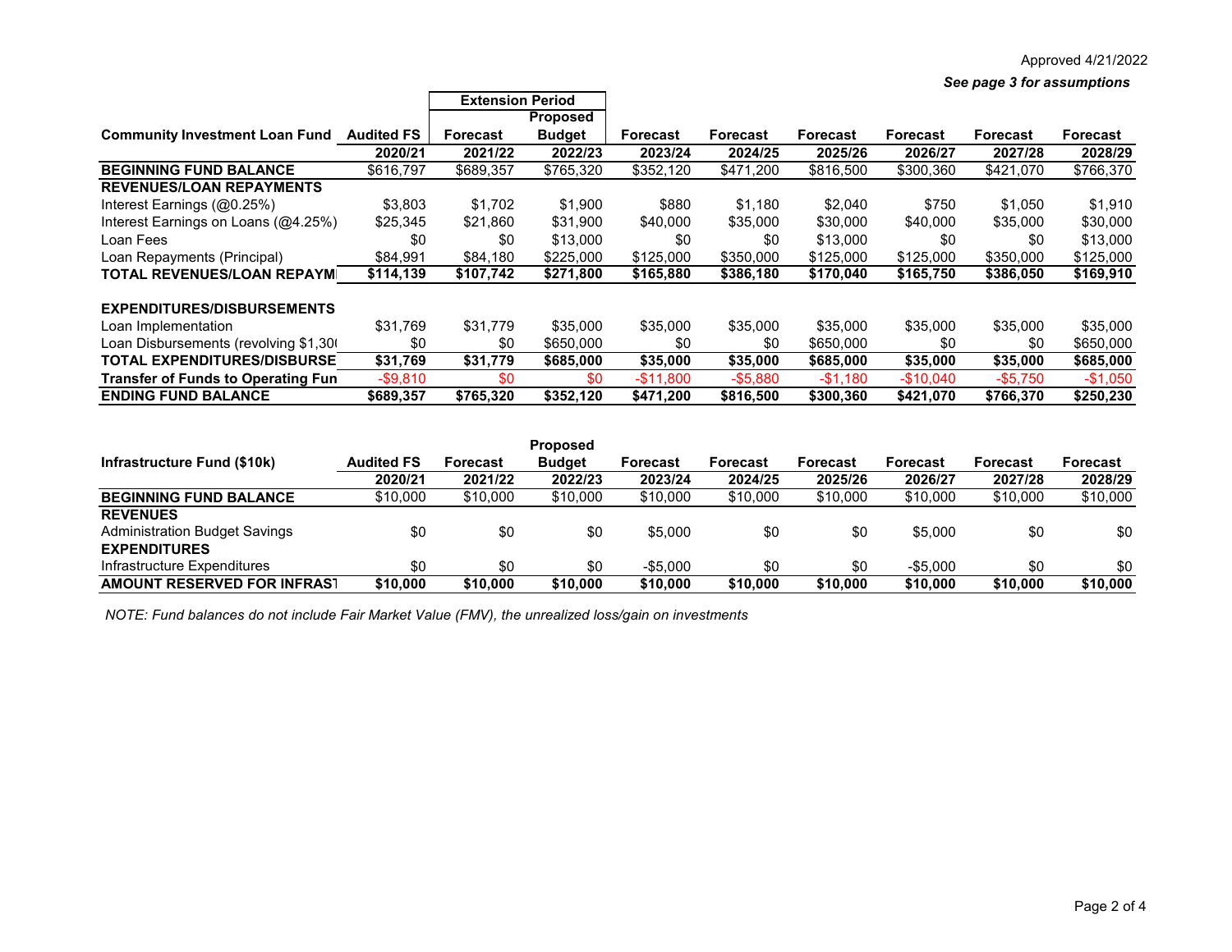Approved 4/21/2022

***See page 3 for assumptions***

| Community Investment Loan Fund | Audited FS | Extension Period Forecast | Extension Period Proposed Budget | Forecast | Forecast | Forecast | Forecast | Forecast | Forecast |
|---|---|---|---|---|---|---|---|---|---|
| | **2020/21** | **2021/22** | **2022/23** | **2023/24** | **2024/25** | **2025/26** | **2026/27** | **2027/28** | **2028/29** |
| **BEGINNING FUND BALANCE** | $616,797 | $689,357 | $765,320 | $352,120 | $471,200 | $816,500 | $300,360 | $421,070 | $766,370 |
| **REVENUES/LOAN REPAYMENTS** | | | | | | | | | |
| Interest Earnings (@0.25%) | $3,803 | $1,702 | $1,900 | $880 | $1,180 | $2,040 | $750 | $1,050 | $1,910 |
| Interest Earnings on Loans (@4.25%) | $25,345 | $21,860 | $31,900 | $40,000 | $35,000 | $30,000 | $40,000 | $35,000 | $30,000 |
| Loan Fees | $0 | $0 | $13,000 | $0 | $0 | $13,000 | $0 | $0 | $13,000 |
| Loan Repayments (Principal) | $84,991 | $84,180 | $225,000 | $125,000 | $350,000 | $125,000 | $125,000 | $350,000 | $125,000 |
| **TOTAL REVENUES/LOAN REPAYM** | **$114,139** | **$107,742** | **$271,800** | **$165,880** | **$386,180** | **$170,040** | **$165,750** | **$386,050** | **$169,910** |
| | | | | | | | | | |
| **EXPENDITURES/DISBURSEMENTS** | | | | | | | | | |
| Loan Implementation | $31,769 | $31,779 | $35,000 | $35,000 | $35,000 | $35,000 | $35,000 | $35,000 | $35,000 |
| Loan Disbursements (revolving $1,30 | $0 | $0 | $650,000 | $0 | $0 | $650,000 | $0 | $0 | $650,000 |
| **TOTAL EXPENDITURES/DISBURSE** | **$31,769** | **$31,779** | **$685,000** | **$35,000** | **$35,000** | **$685,000** | **$35,000** | **$35,000** | **$685,000** |
| **Transfer of Funds to Operating Fun** | -$9,810 | $0 | $0 | -$11,800 | -$5,880 | -$1,180 | -$10,040 | -$5,750 | -$1,050 |
| **ENDING FUND BALANCE** | **$689,357** | **$765,320** | **$352,120** | **$471,200** | **$816,500** | **$300,360** | **$421,070** | **$766,370** | **$250,230** |

| Infrastructure Fund ($10k) | Audited FS | Forecast | Proposed Budget | Forecast | Forecast | Forecast | Forecast | Forecast | Forecast |
|---|---|---|---|---|---|---|---|---|---|
| | **2020/21** | **2021/22** | **2022/23** | **2023/24** | **2024/25** | **2025/26** | **2026/27** | **2027/28** | **2028/29** |
| **BEGINNING FUND BALANCE** | $10,000 | $10,000 | $10,000 | $10,000 | $10,000 | $10,000 | $10,000 | $10,000 | $10,000 |
| **REVENUES** | | | | | | | | | |
| Administration Budget Savings | $0 | $0 | $0 | $5,000 | $0 | $0 | $5,000 | $0 | $0 |
| **EXPENDITURES** | | | | | | | | | |
| Infrastructure Expenditures | $0 | $0 | $0 | -$5,000 | $0 | $0 | -$5,000 | $0 | $0 |
| **AMOUNT RESERVED FOR INFRAST** | **$10,000** | **$10,000** | **$10,000** | **$10,000** | **$10,000** | **$10,000** | **$10,000** | **$10,000** | **$10,000** |

*NOTE: Fund balances do not include Fair Market Value (FMV), the unrealized loss/gain on investments*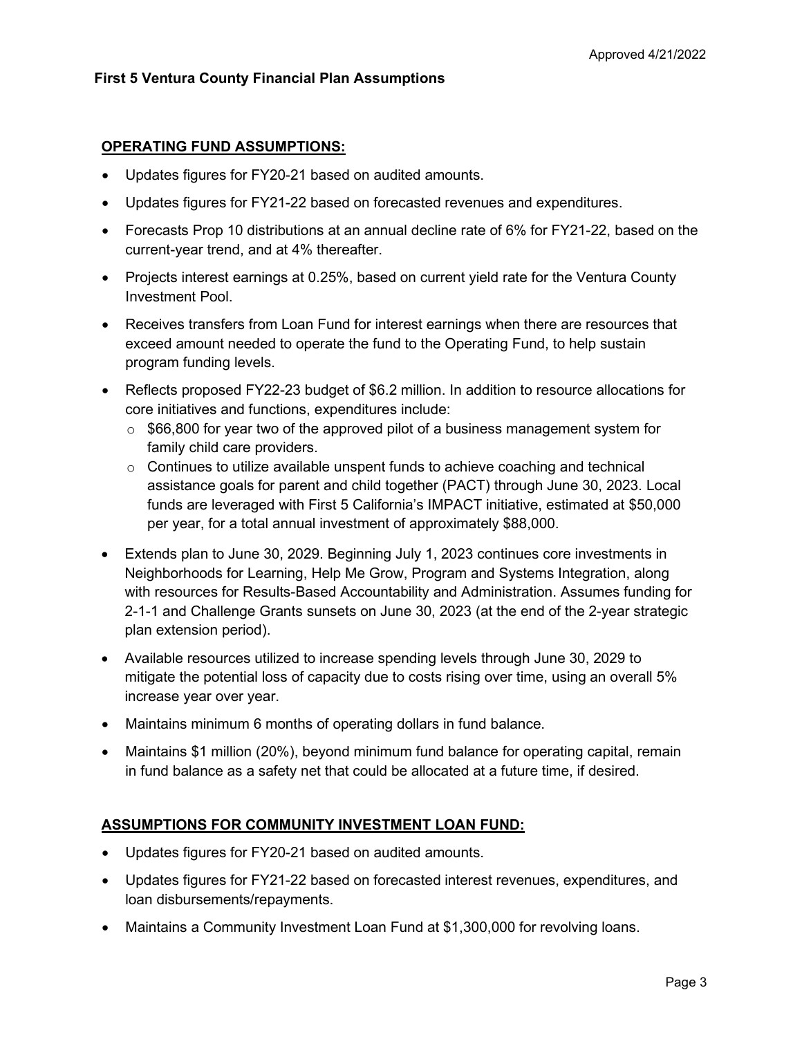Approved 4/21/2022

**First 5 Ventura County Financial Plan Assumptions**

## OPERATING FUND ASSUMPTIONS:

- Updates figures for FY20-21 based on audited amounts.
- Updates figures for FY21-22 based on forecasted revenues and expenditures.
- Forecasts Prop 10 distributions at an annual decline rate of 6% for FY21-22, based on the current-year trend, and at 4% thereafter.
- Projects interest earnings at 0.25%, based on current yield rate for the Ventura County Investment Pool.
- Receives transfers from Loan Fund for interest earnings when there are resources that exceed amount needed to operate the fund to the Operating Fund, to help sustain program funding levels.
- Reflects proposed FY22-23 budget of $6.2 million. In addition to resource allocations for core initiatives and functions, expenditures include:
  - $66,800 for year two of the approved pilot of a business management system for family child care providers.
  - Continues to utilize available unspent funds to achieve coaching and technical assistance goals for parent and child together (PACT) through June 30, 2023. Local funds are leveraged with First 5 California's IMPACT initiative, estimated at $50,000 per year, for a total annual investment of approximately $88,000.
- Extends plan to June 30, 2029. Beginning July 1, 2023 continues core investments in Neighborhoods for Learning, Help Me Grow, Program and Systems Integration, along with resources for Results-Based Accountability and Administration. Assumes funding for 2-1-1 and Challenge Grants sunsets on June 30, 2023 (at the end of the 2-year strategic plan extension period).
- Available resources utilized to increase spending levels through June 30, 2029 to mitigate the potential loss of capacity due to costs rising over time, using an overall 5% increase year over year.
- Maintains minimum 6 months of operating dollars in fund balance.
- Maintains $1 million (20%), beyond minimum fund balance for operating capital, remain in fund balance as a safety net that could be allocated at a future time, if desired.

## ASSUMPTIONS FOR COMMUNITY INVESTMENT LOAN FUND:

- Updates figures for FY20-21 based on audited amounts.
- Updates figures for FY21-22 based on forecasted interest revenues, expenditures, and loan disbursements/repayments.
- Maintains a Community Investment Loan Fund at $1,300,000 for revolving loans.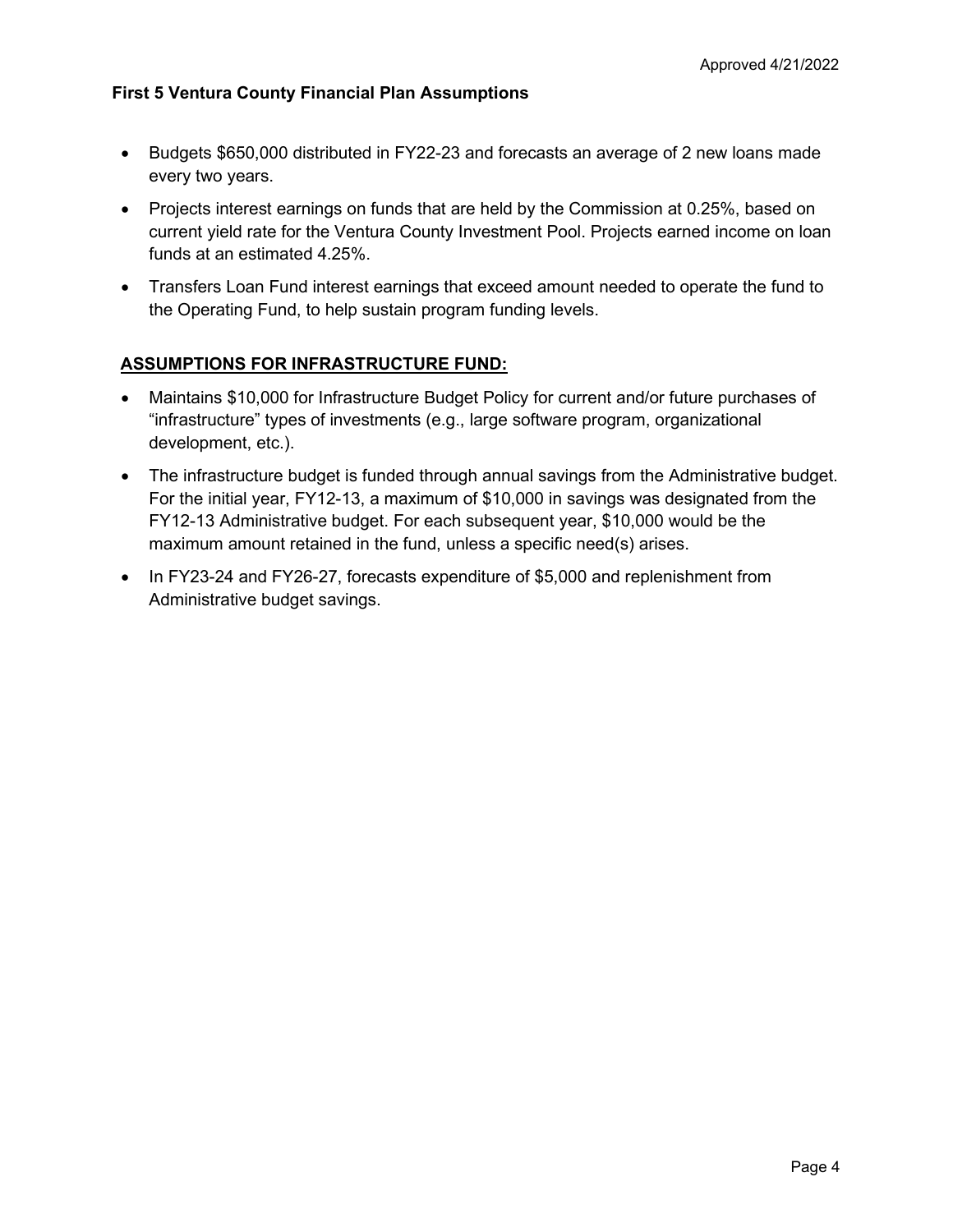Approved 4/21/2022

**First 5 Ventura County Financial Plan Assumptions**

- Budgets $650,000 distributed in FY22-23 and forecasts an average of 2 new loans made every two years.
- Projects interest earnings on funds that are held by the Commission at 0.25%, based on current yield rate for the Ventura County Investment Pool. Projects earned income on loan funds at an estimated 4.25%.
- Transfers Loan Fund interest earnings that exceed amount needed to operate the fund to the Operating Fund, to help sustain program funding levels.

## ASSUMPTIONS FOR INFRASTRUCTURE FUND:

- Maintains $10,000 for Infrastructure Budget Policy for current and/or future purchases of "infrastructure" types of investments (e.g., large software program, organizational development, etc.).
- The infrastructure budget is funded through annual savings from the Administrative budget. For the initial year, FY12-13, a maximum of $10,000 in savings was designated from the FY12-13 Administrative budget. For each subsequent year, $10,000 would be the maximum amount retained in the fund, unless a specific need(s) arises.
- In FY23-24 and FY26-27, forecasts expenditure of $5,000 and replenishment from Administrative budget savings.